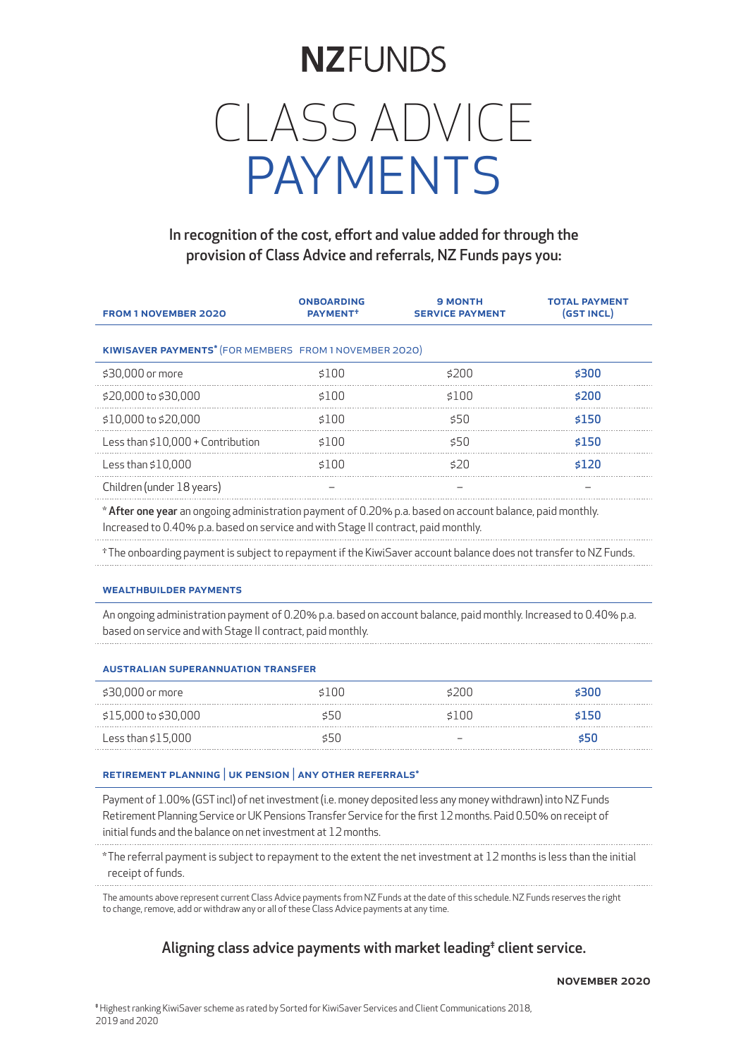# NZ FUNDS

# CLASS ADVICE PAYMENTS

In recognition of the cost, effort and value added for through the provision of Class Advice and referrals, NZ Funds pays you:

| FROM 1 NOVEMBER 2020 | ONBOARDING PAYMENT† | 9 MONTH SERVICE PAYMENT | TOTAL PAYMENT (GST INCL) |
|---|---|---|---|
| **KIWISAVER PAYMENTS*** (FOR MEMBERS FROM 1 NOVEMBER 2020) | | | |
| $30,000 or more | $100 | $200 | **$300** |
| $20,000 to $30,000 | $100 | $100 | **$200** |
| $10,000 to $20,000 | $100 | $50 | **$150** |
| Less than $10,000 + Contribution | $100 | $50 | **$150** |
| Less than $10,000 | $100 | $20 | **$120** |
| Children (under 18 years) | – | – | – |

* **After one year** an ongoing administration payment of 0.20% p.a. based on account balance, paid monthly. Increased to 0.40% p.a. based on service and with Stage II contract, paid monthly.

† The onboarding payment is subject to repayment if the KiwiSaver account balance does not transfer to NZ Funds.

### WEALTHBUILDER PAYMENTS

An ongoing administration payment of 0.20% p.a. based on account balance, paid monthly. Increased to 0.40% p.a. based on service and with Stage II contract, paid monthly.

### AUSTRALIAN SUPERANNUATION TRANSFER

| | ONBOARDING PAYMENT | 9 MONTH SERVICE PAYMENT | TOTAL PAYMENT (GST INCL) |
|---|---|---|---|
| $30,000 or more | $100 | $200 | **$300** |
| $15,000 to $30,000 | $50 | $100 | **$150** |
| Less than $15,000 | $50 | – | **$50** |

### RETIREMENT PLANNING | UK PENSION | ANY OTHER REFERRALS*

Payment of 1.00% (GST incl) of net investment (i.e. money deposited less any money withdrawn) into NZ Funds Retirement Planning Service or UK Pensions Transfer Service for the first 12 months. Paid 0.50% on receipt of initial funds and the balance on net investment at 12 months.

*The referral payment is subject to repayment to the extent the net investment at 12 months is less than the initial receipt of funds.

The amounts above represent current Class Advice payments from NZ Funds at the date of this schedule. NZ Funds reserves the right to change, remove, add or withdraw any or all of these Class Advice payments at any time.

## Aligning class advice payments with market leading‡ client service.

**NOVEMBER 2020**

‡ Highest ranking KiwiSaver scheme as rated by Sorted for KiwiSaver Services and Client Communications 2018, 2019 and 2020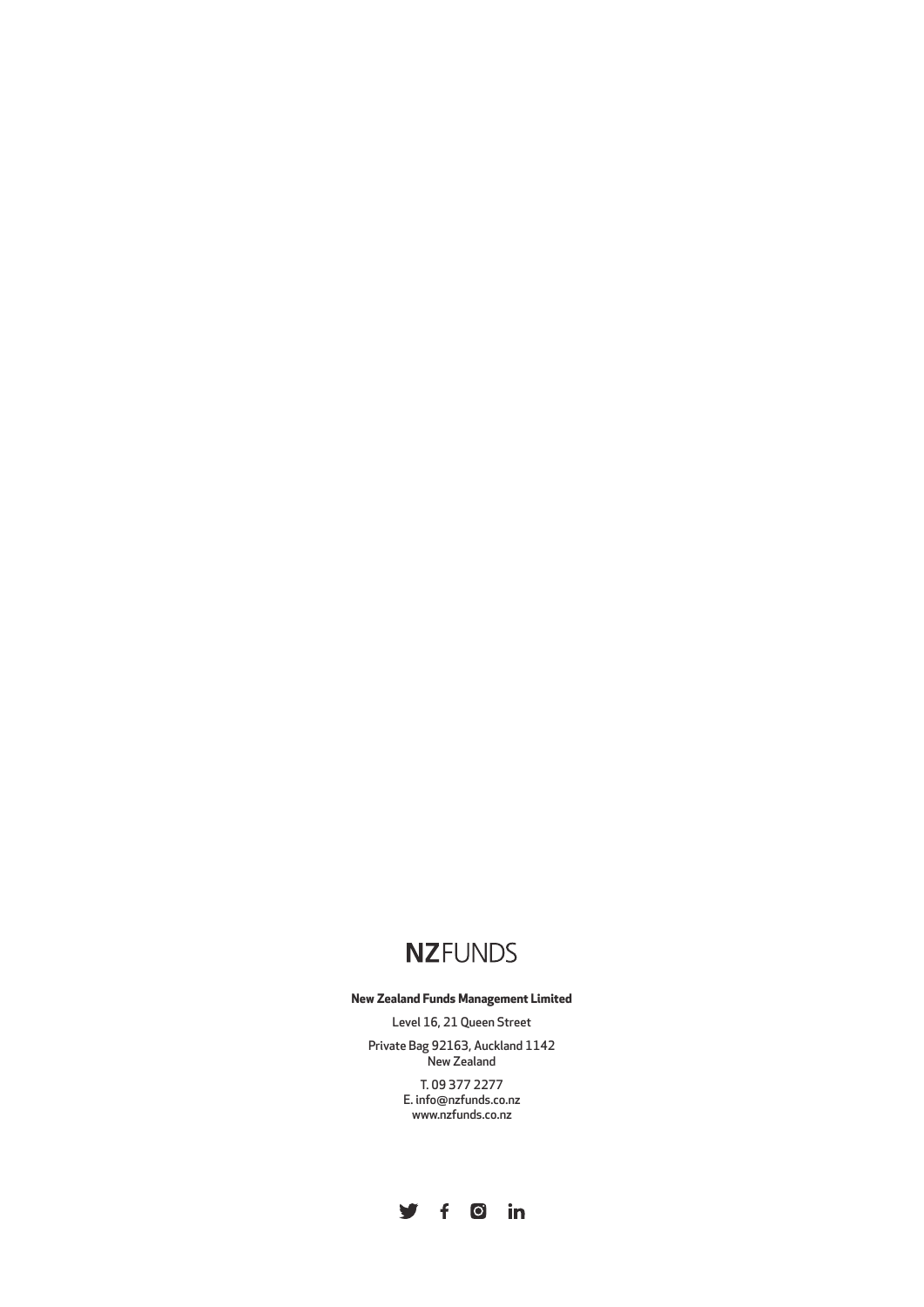NZFUNDS

**New Zealand Funds Management Limited**

Level 16, 21 Queen Street

Private Bag 92163, Auckland 1142
New Zealand

T. 09 377 2277
E. info@nzfunds.co.nz
www.nzfunds.co.nz